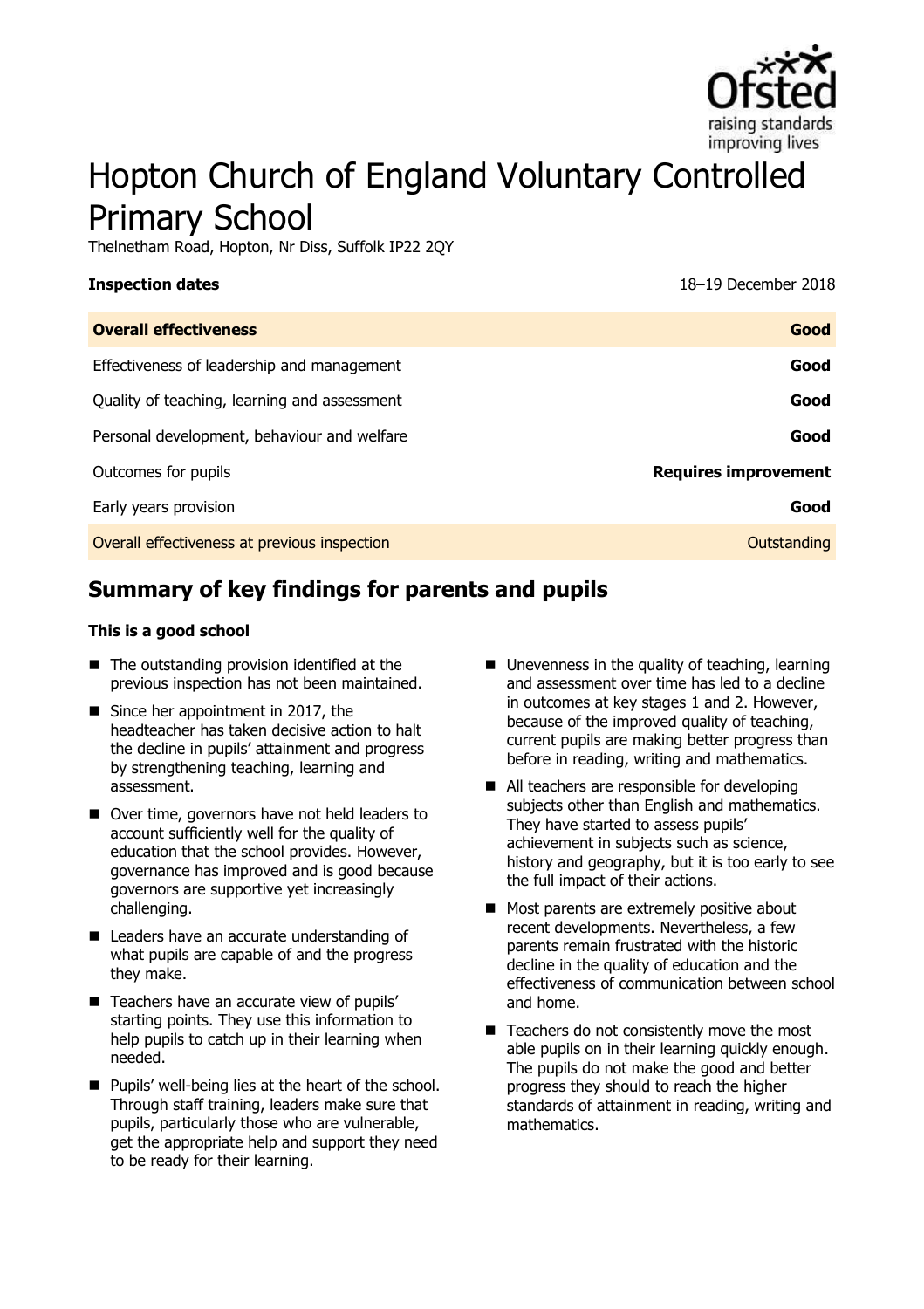# Hopton Church of England Voluntary Controlled Primary School

Thelnetham Road, Hopton, Nr Diss, Suffolk IP22 2QY

| **Inspection dates** | 18–19 December 2018 |
|---|---|
| **Overall effectiveness** | **Good** |
| Effectiveness of leadership and management | **Good** |
| Quality of teaching, learning and assessment | **Good** |
| Personal development, behaviour and welfare | **Good** |
| Outcomes for pupils | **Requires improvement** |
| Early years provision | **Good** |
| Overall effectiveness at previous inspection | Outstanding |

## Summary of key findings for parents and pupils

**This is a good school**

- The outstanding provision identified at the previous inspection has not been maintained.
- Since her appointment in 2017, the headteacher has taken decisive action to halt the decline in pupils' attainment and progress by strengthening teaching, learning and assessment.
- Over time, governors have not held leaders to account sufficiently well for the quality of education that the school provides. However, governance has improved and is good because governors are supportive yet increasingly challenging.
- Leaders have an accurate understanding of what pupils are capable of and the progress they make.
- Teachers have an accurate view of pupils' starting points. They use this information to help pupils to catch up in their learning when needed.
- Pupils' well-being lies at the heart of the school. Through staff training, leaders make sure that pupils, particularly those who are vulnerable, get the appropriate help and support they need to be ready for their learning.
- Unevenness in the quality of teaching, learning and assessment over time has led to a decline in outcomes at key stages 1 and 2. However, because of the improved quality of teaching, current pupils are making better progress than before in reading, writing and mathematics.
- All teachers are responsible for developing subjects other than English and mathematics. They have started to assess pupils' achievement in subjects such as science, history and geography, but it is too early to see the full impact of their actions.
- Most parents are extremely positive about recent developments. Nevertheless, a few parents remain frustrated with the historic decline in the quality of education and the effectiveness of communication between school and home.
- Teachers do not consistently move the most able pupils on in their learning quickly enough. The pupils do not make the good and better progress they should to reach the higher standards of attainment in reading, writing and mathematics.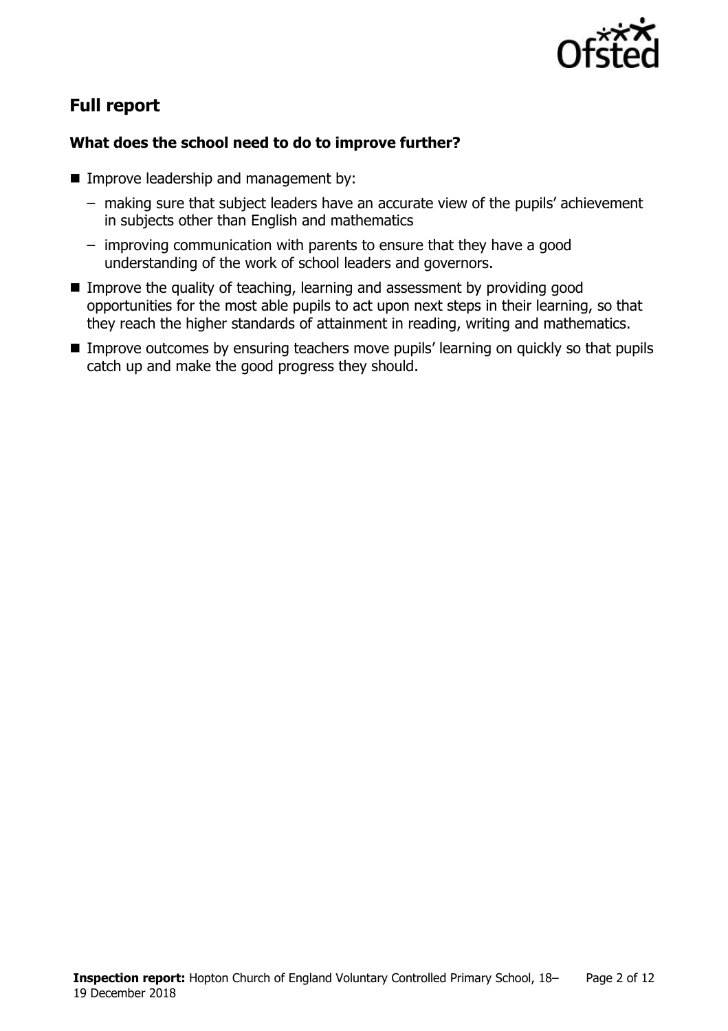## Full report

### What does the school need to do to improve further?

- Improve leadership and management by:
  - making sure that subject leaders have an accurate view of the pupils' achievement in subjects other than English and mathematics
  - improving communication with parents to ensure that they have a good understanding of the work of school leaders and governors.
- Improve the quality of teaching, learning and assessment by providing good opportunities for the most able pupils to act upon next steps in their learning, so that they reach the higher standards of attainment in reading, writing and mathematics.
- Improve outcomes by ensuring teachers move pupils' learning on quickly so that pupils catch up and make the good progress they should.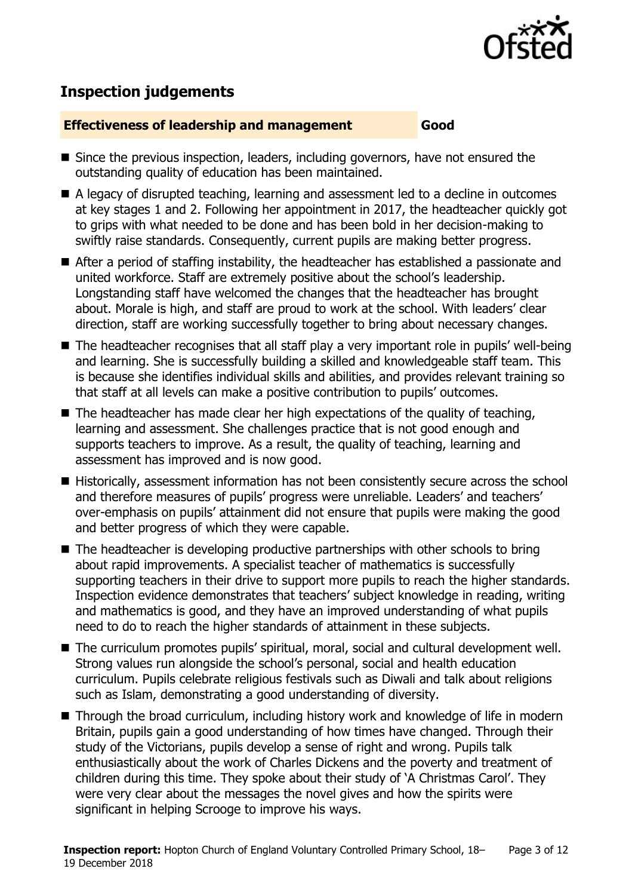## Inspection judgements

**Effectiveness of leadership and management** **Good**

- Since the previous inspection, leaders, including governors, have not ensured the outstanding quality of education has been maintained.
- A legacy of disrupted teaching, learning and assessment led to a decline in outcomes at key stages 1 and 2. Following her appointment in 2017, the headteacher quickly got to grips with what needed to be done and has been bold in her decision-making to swiftly raise standards. Consequently, current pupils are making better progress.
- After a period of staffing instability, the headteacher has established a passionate and united workforce. Staff are extremely positive about the school's leadership. Longstanding staff have welcomed the changes that the headteacher has brought about. Morale is high, and staff are proud to work at the school. With leaders' clear direction, staff are working successfully together to bring about necessary changes.
- The headteacher recognises that all staff play a very important role in pupils' well-being and learning. She is successfully building a skilled and knowledgeable staff team. This is because she identifies individual skills and abilities, and provides relevant training so that staff at all levels can make a positive contribution to pupils' outcomes.
- The headteacher has made clear her high expectations of the quality of teaching, learning and assessment. She challenges practice that is not good enough and supports teachers to improve. As a result, the quality of teaching, learning and assessment has improved and is now good.
- Historically, assessment information has not been consistently secure across the school and therefore measures of pupils' progress were unreliable. Leaders' and teachers' over-emphasis on pupils' attainment did not ensure that pupils were making the good and better progress of which they were capable.
- The headteacher is developing productive partnerships with other schools to bring about rapid improvements. A specialist teacher of mathematics is successfully supporting teachers in their drive to support more pupils to reach the higher standards. Inspection evidence demonstrates that teachers' subject knowledge in reading, writing and mathematics is good, and they have an improved understanding of what pupils need to do to reach the higher standards of attainment in these subjects.
- The curriculum promotes pupils' spiritual, moral, social and cultural development well. Strong values run alongside the school's personal, social and health education curriculum. Pupils celebrate religious festivals such as Diwali and talk about religions such as Islam, demonstrating a good understanding of diversity.
- Through the broad curriculum, including history work and knowledge of life in modern Britain, pupils gain a good understanding of how times have changed. Through their study of the Victorians, pupils develop a sense of right and wrong. Pupils talk enthusiastically about the work of Charles Dickens and the poverty and treatment of children during this time. They spoke about their study of 'A Christmas Carol'. They were very clear about the messages the novel gives and how the spirits were significant in helping Scrooge to improve his ways.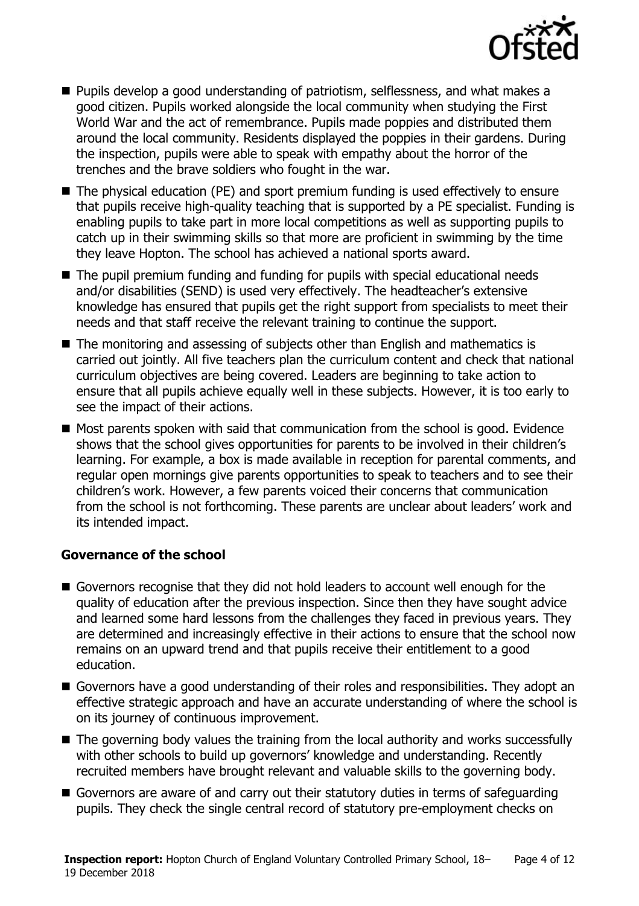- Pupils develop a good understanding of patriotism, selflessness, and what makes a good citizen. Pupils worked alongside the local community when studying the First World War and the act of remembrance. Pupils made poppies and distributed them around the local community. Residents displayed the poppies in their gardens. During the inspection, pupils were able to speak with empathy about the horror of the trenches and the brave soldiers who fought in the war.
- The physical education (PE) and sport premium funding is used effectively to ensure that pupils receive high-quality teaching that is supported by a PE specialist. Funding is enabling pupils to take part in more local competitions as well as supporting pupils to catch up in their swimming skills so that more are proficient in swimming by the time they leave Hopton. The school has achieved a national sports award.
- The pupil premium funding and funding for pupils with special educational needs and/or disabilities (SEND) is used very effectively. The headteacher's extensive knowledge has ensured that pupils get the right support from specialists to meet their needs and that staff receive the relevant training to continue the support.
- The monitoring and assessing of subjects other than English and mathematics is carried out jointly. All five teachers plan the curriculum content and check that national curriculum objectives are being covered. Leaders are beginning to take action to ensure that all pupils achieve equally well in these subjects. However, it is too early to see the impact of their actions.
- Most parents spoken with said that communication from the school is good. Evidence shows that the school gives opportunities for parents to be involved in their children's learning. For example, a box is made available in reception for parental comments, and regular open mornings give parents opportunities to speak to teachers and to see their children's work. However, a few parents voiced their concerns that communication from the school is not forthcoming. These parents are unclear about leaders' work and its intended impact.

### Governance of the school

- Governors recognise that they did not hold leaders to account well enough for the quality of education after the previous inspection. Since then they have sought advice and learned some hard lessons from the challenges they faced in previous years. They are determined and increasingly effective in their actions to ensure that the school now remains on an upward trend and that pupils receive their entitlement to a good education.
- Governors have a good understanding of their roles and responsibilities. They adopt an effective strategic approach and have an accurate understanding of where the school is on its journey of continuous improvement.
- The governing body values the training from the local authority and works successfully with other schools to build up governors' knowledge and understanding. Recently recruited members have brought relevant and valuable skills to the governing body.
- Governors are aware of and carry out their statutory duties in terms of safeguarding pupils. They check the single central record of statutory pre-employment checks on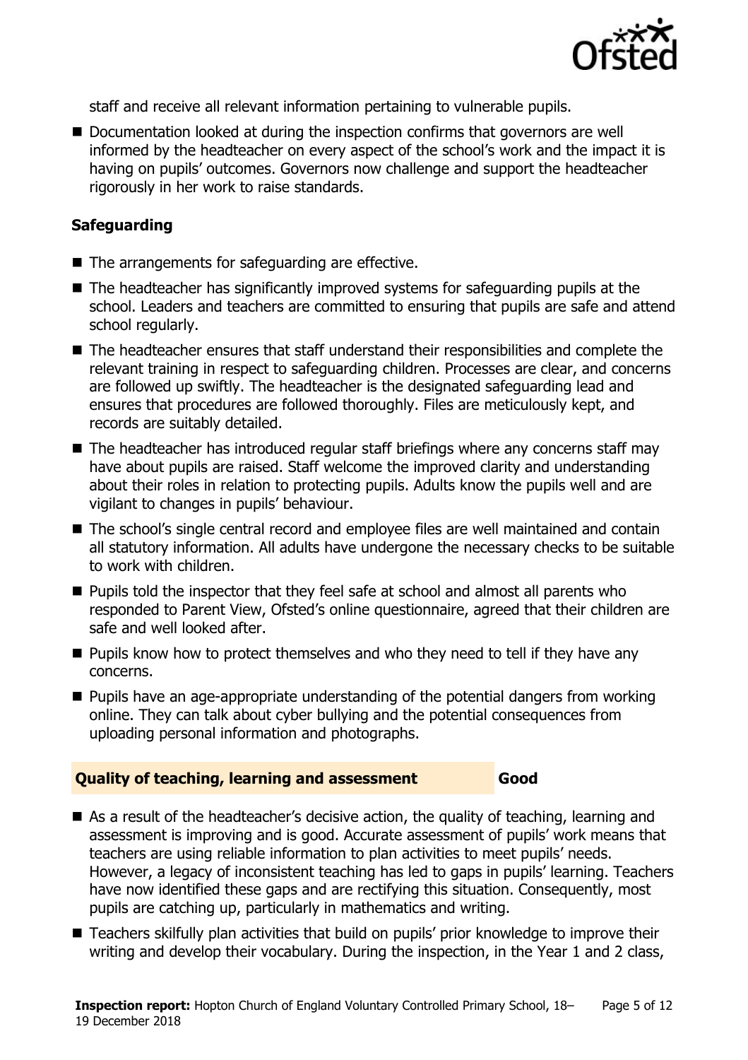staff and receive all relevant information pertaining to vulnerable pupils.

- Documentation looked at during the inspection confirms that governors are well informed by the headteacher on every aspect of the school's work and the impact it is having on pupils' outcomes. Governors now challenge and support the headteacher rigorously in her work to raise standards.

### Safeguarding

- The arrangements for safeguarding are effective.
- The headteacher has significantly improved systems for safeguarding pupils at the school. Leaders and teachers are committed to ensuring that pupils are safe and attend school regularly.
- The headteacher ensures that staff understand their responsibilities and complete the relevant training in respect to safeguarding children. Processes are clear, and concerns are followed up swiftly. The headteacher is the designated safeguarding lead and ensures that procedures are followed thoroughly. Files are meticulously kept, and records are suitably detailed.
- The headteacher has introduced regular staff briefings where any concerns staff may have about pupils are raised. Staff welcome the improved clarity and understanding about their roles in relation to protecting pupils. Adults know the pupils well and are vigilant to changes in pupils' behaviour.
- The school's single central record and employee files are well maintained and contain all statutory information. All adults have undergone the necessary checks to be suitable to work with children.
- Pupils told the inspector that they feel safe at school and almost all parents who responded to Parent View, Ofsted's online questionnaire, agreed that their children are safe and well looked after.
- Pupils know how to protect themselves and who they need to tell if they have any concerns.
- Pupils have an age-appropriate understanding of the potential dangers from working online. They can talk about cyber bullying and the potential consequences from uploading personal information and photographs.

### Quality of teaching, learning and assessment — Good

- As a result of the headteacher's decisive action, the quality of teaching, learning and assessment is improving and is good. Accurate assessment of pupils' work means that teachers are using reliable information to plan activities to meet pupils' needs. However, a legacy of inconsistent teaching has led to gaps in pupils' learning. Teachers have now identified these gaps and are rectifying this situation. Consequently, most pupils are catching up, particularly in mathematics and writing.
- Teachers skilfully plan activities that build on pupils' prior knowledge to improve their writing and develop their vocabulary. During the inspection, in the Year 1 and 2 class,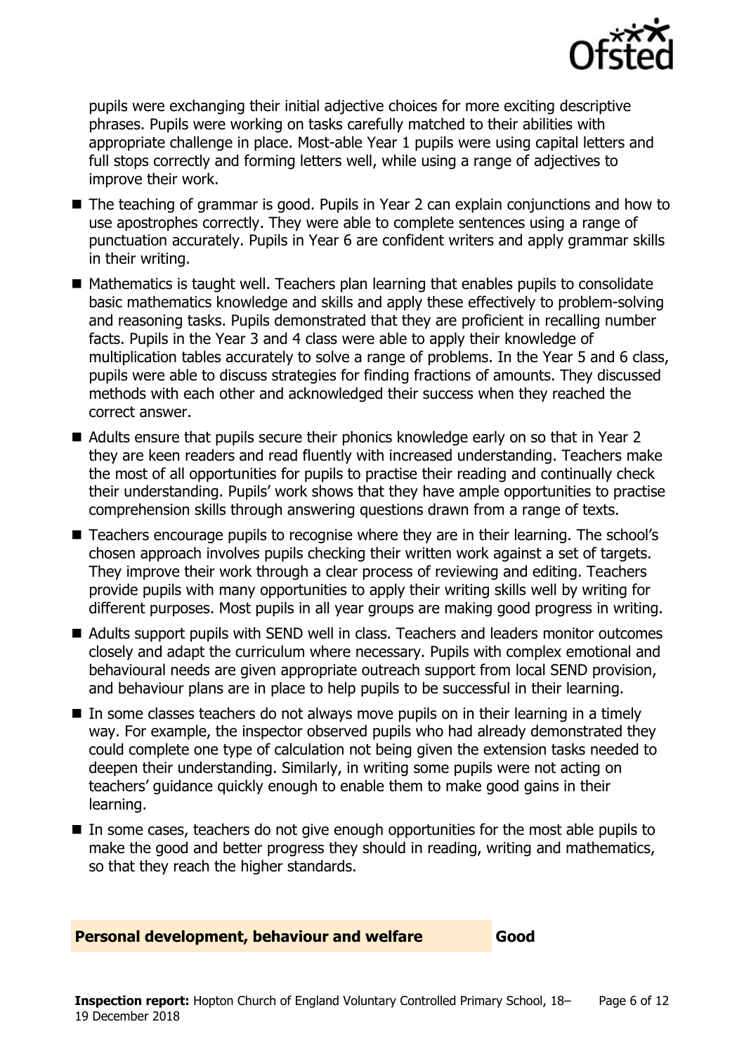pupils were exchanging their initial adjective choices for more exciting descriptive phrases. Pupils were working on tasks carefully matched to their abilities with appropriate challenge in place. Most-able Year 1 pupils were using capital letters and full stops correctly and forming letters well, while using a range of adjectives to improve their work.

- The teaching of grammar is good. Pupils in Year 2 can explain conjunctions and how to use apostrophes correctly. They were able to complete sentences using a range of punctuation accurately. Pupils in Year 6 are confident writers and apply grammar skills in their writing.
- Mathematics is taught well. Teachers plan learning that enables pupils to consolidate basic mathematics knowledge and skills and apply these effectively to problem-solving and reasoning tasks. Pupils demonstrated that they are proficient in recalling number facts. Pupils in the Year 3 and 4 class were able to apply their knowledge of multiplication tables accurately to solve a range of problems. In the Year 5 and 6 class, pupils were able to discuss strategies for finding fractions of amounts. They discussed methods with each other and acknowledged their success when they reached the correct answer.
- Adults ensure that pupils secure their phonics knowledge early on so that in Year 2 they are keen readers and read fluently with increased understanding. Teachers make the most of all opportunities for pupils to practise their reading and continually check their understanding. Pupils' work shows that they have ample opportunities to practise comprehension skills through answering questions drawn from a range of texts.
- Teachers encourage pupils to recognise where they are in their learning. The school's chosen approach involves pupils checking their written work against a set of targets. They improve their work through a clear process of reviewing and editing. Teachers provide pupils with many opportunities to apply their writing skills well by writing for different purposes. Most pupils in all year groups are making good progress in writing.
- Adults support pupils with SEND well in class. Teachers and leaders monitor outcomes closely and adapt the curriculum where necessary. Pupils with complex emotional and behavioural needs are given appropriate outreach support from local SEND provision, and behaviour plans are in place to help pupils to be successful in their learning.
- In some classes teachers do not always move pupils on in their learning in a timely way. For example, the inspector observed pupils who had already demonstrated they could complete one type of calculation not being given the extension tasks needed to deepen their understanding. Similarly, in writing some pupils were not acting on teachers' guidance quickly enough to enable them to make good gains in their learning.
- In some cases, teachers do not give enough opportunities for the most able pupils to make the good and better progress they should in reading, writing and mathematics, so that they reach the higher standards.

## Personal development, behaviour and welfare — Good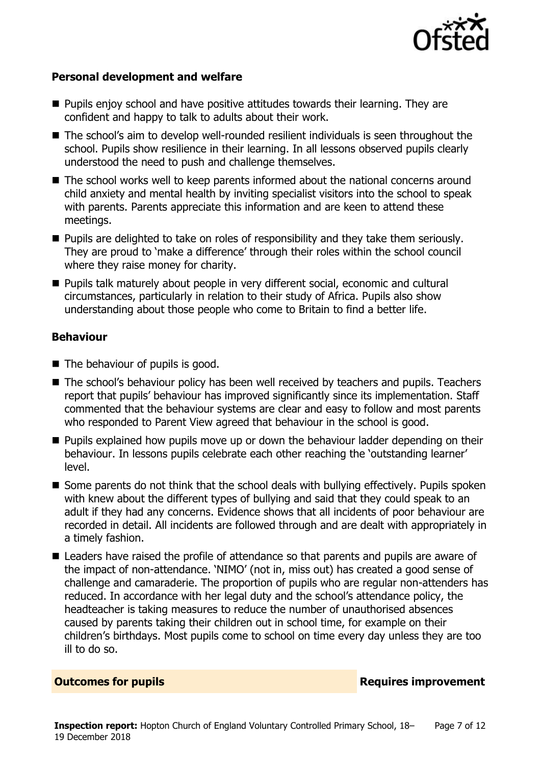### Personal development and welfare

- Pupils enjoy school and have positive attitudes towards their learning. They are confident and happy to talk to adults about their work.
- The school's aim to develop well-rounded resilient individuals is seen throughout the school. Pupils show resilience in their learning. In all lessons observed pupils clearly understood the need to push and challenge themselves.
- The school works well to keep parents informed about the national concerns around child anxiety and mental health by inviting specialist visitors into the school to speak with parents. Parents appreciate this information and are keen to attend these meetings.
- Pupils are delighted to take on roles of responsibility and they take them seriously. They are proud to 'make a difference' through their roles within the school council where they raise money for charity.
- Pupils talk maturely about people in very different social, economic and cultural circumstances, particularly in relation to their study of Africa. Pupils also show understanding about those people who come to Britain to find a better life.

### Behaviour

- The behaviour of pupils is good.
- The school's behaviour policy has been well received by teachers and pupils. Teachers report that pupils' behaviour has improved significantly since its implementation. Staff commented that the behaviour systems are clear and easy to follow and most parents who responded to Parent View agreed that behaviour in the school is good.
- Pupils explained how pupils move up or down the behaviour ladder depending on their behaviour. In lessons pupils celebrate each other reaching the 'outstanding learner' level.
- Some parents do not think that the school deals with bullying effectively. Pupils spoken with knew about the different types of bullying and said that they could speak to an adult if they had any concerns. Evidence shows that all incidents of poor behaviour are recorded in detail. All incidents are followed through and are dealt with appropriately in a timely fashion.
- Leaders have raised the profile of attendance so that parents and pupils are aware of the impact of non-attendance. 'NIMO' (not in, miss out) has created a good sense of challenge and camaraderie. The proportion of pupils who are regular non-attenders has reduced. In accordance with her legal duty and the school's attendance policy, the headteacher is taking measures to reduce the number of unauthorised absences caused by parents taking their children out in school time, for example on their children's birthdays. Most pupils come to school on time every day unless they are too ill to do so.

| **Outcomes for pupils** | **Requires improvement** |
| --- | --- |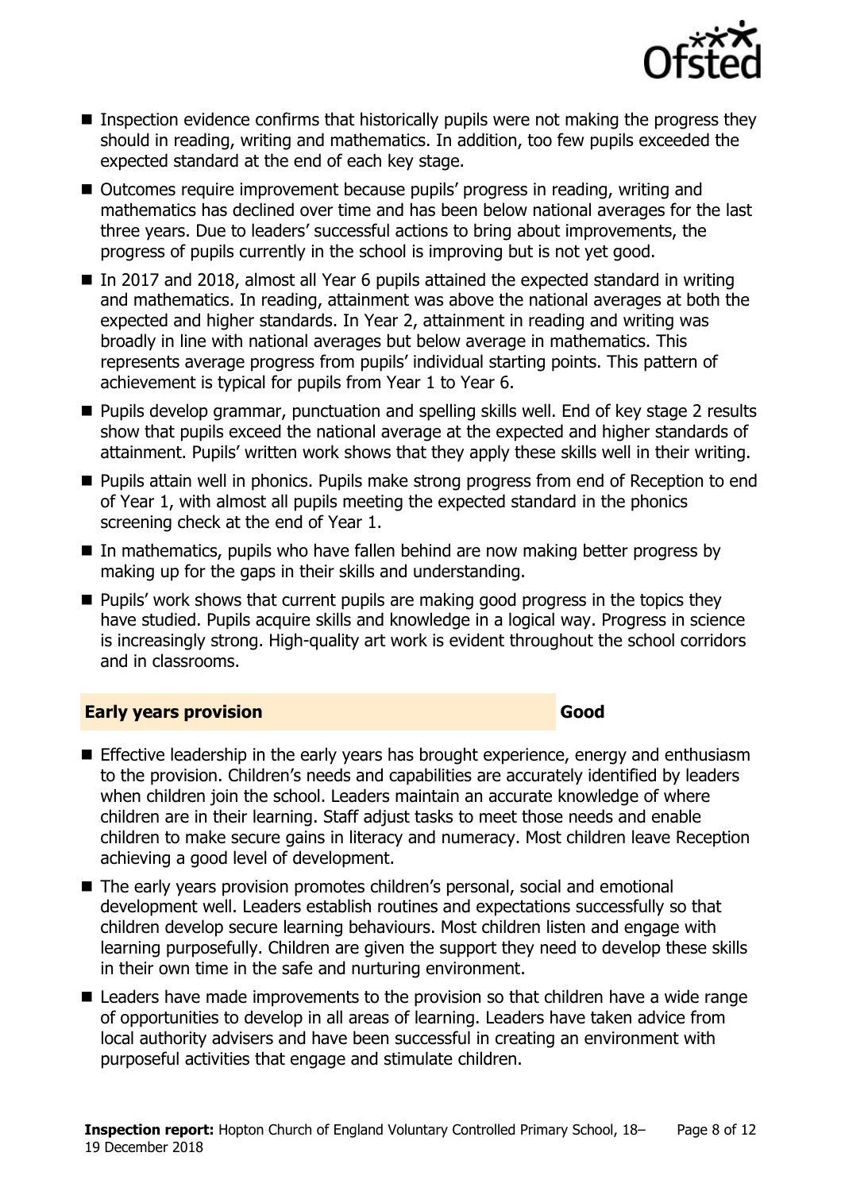- Inspection evidence confirms that historically pupils were not making the progress they should in reading, writing and mathematics. In addition, too few pupils exceeded the expected standard at the end of each key stage.
- Outcomes require improvement because pupils' progress in reading, writing and mathematics has declined over time and has been below national averages for the last three years. Due to leaders' successful actions to bring about improvements, the progress of pupils currently in the school is improving but is not yet good.
- In 2017 and 2018, almost all Year 6 pupils attained the expected standard in writing and mathematics. In reading, attainment was above the national averages at both the expected and higher standards. In Year 2, attainment in reading and writing was broadly in line with national averages but below average in mathematics. This represents average progress from pupils' individual starting points. This pattern of achievement is typical for pupils from Year 1 to Year 6.
- Pupils develop grammar, punctuation and spelling skills well. End of key stage 2 results show that pupils exceed the national average at the expected and higher standards of attainment. Pupils' written work shows that they apply these skills well in their writing.
- Pupils attain well in phonics. Pupils make strong progress from end of Reception to end of Year 1, with almost all pupils meeting the expected standard in the phonics screening check at the end of Year 1.
- In mathematics, pupils who have fallen behind are now making better progress by making up for the gaps in their skills and understanding.
- Pupils' work shows that current pupils are making good progress in the topics they have studied. Pupils acquire skills and knowledge in a logical way. Progress in science is increasingly strong. High-quality art work is evident throughout the school corridors and in classrooms.

## Early years provision — Good

- Effective leadership in the early years has brought experience, energy and enthusiasm to the provision. Children's needs and capabilities are accurately identified by leaders when children join the school. Leaders maintain an accurate knowledge of where children are in their learning. Staff adjust tasks to meet those needs and enable children to make secure gains in literacy and numeracy. Most children leave Reception achieving a good level of development.
- The early years provision promotes children's personal, social and emotional development well. Leaders establish routines and expectations successfully so that children develop secure learning behaviours. Most children listen and engage with learning purposefully. Children are given the support they need to develop these skills in their own time in the safe and nurturing environment.
- Leaders have made improvements to the provision so that children have a wide range of opportunities to develop in all areas of learning. Leaders have taken advice from local authority advisers and have been successful in creating an environment with purposeful activities that engage and stimulate children.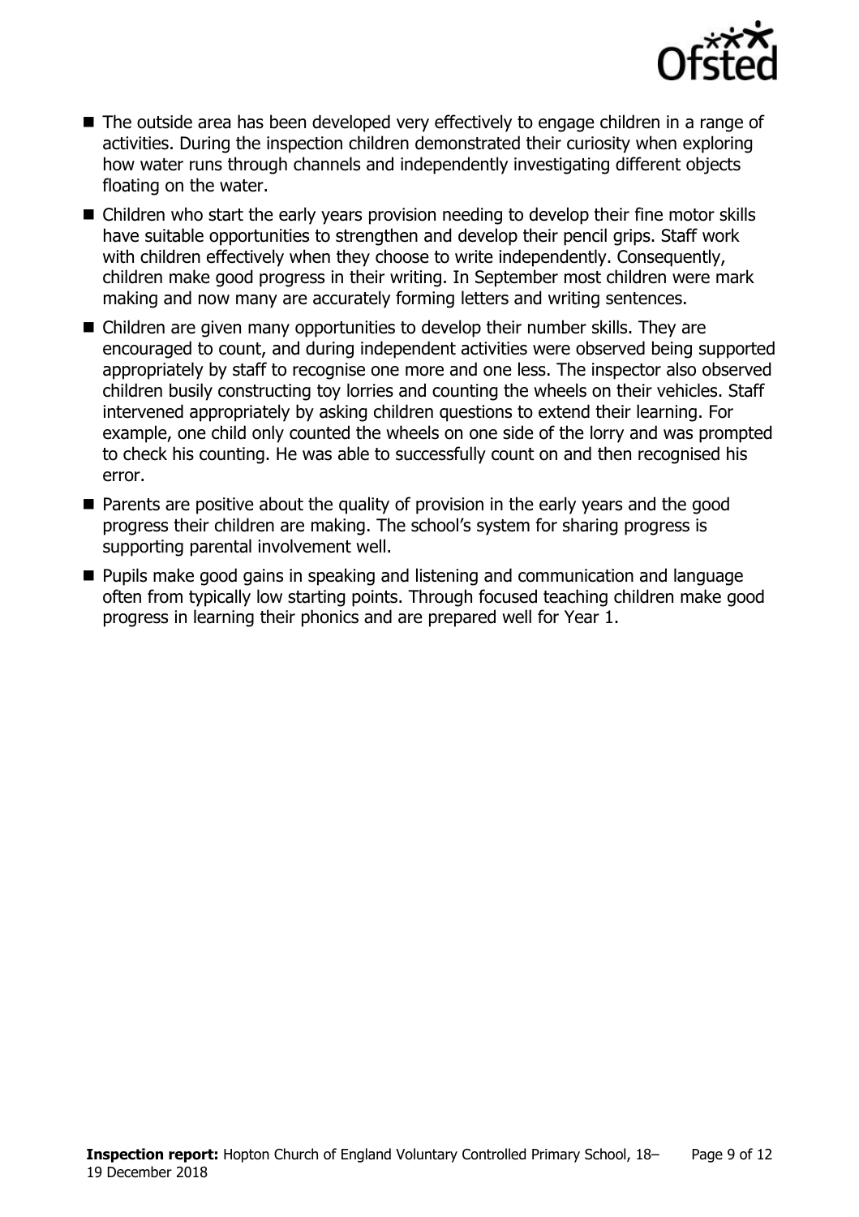- The outside area has been developed very effectively to engage children in a range of activities. During the inspection children demonstrated their curiosity when exploring how water runs through channels and independently investigating different objects floating on the water.
- Children who start the early years provision needing to develop their fine motor skills have suitable opportunities to strengthen and develop their pencil grips. Staff work with children effectively when they choose to write independently. Consequently, children make good progress in their writing. In September most children were mark making and now many are accurately forming letters and writing sentences.
- Children are given many opportunities to develop their number skills. They are encouraged to count, and during independent activities were observed being supported appropriately by staff to recognise one more and one less. The inspector also observed children busily constructing toy lorries and counting the wheels on their vehicles. Staff intervened appropriately by asking children questions to extend their learning. For example, one child only counted the wheels on one side of the lorry and was prompted to check his counting. He was able to successfully count on and then recognised his error.
- Parents are positive about the quality of provision in the early years and the good progress their children are making. The school's system for sharing progress is supporting parental involvement well.
- Pupils make good gains in speaking and listening and communication and language often from typically low starting points. Through focused teaching children make good progress in learning their phonics and are prepared well for Year 1.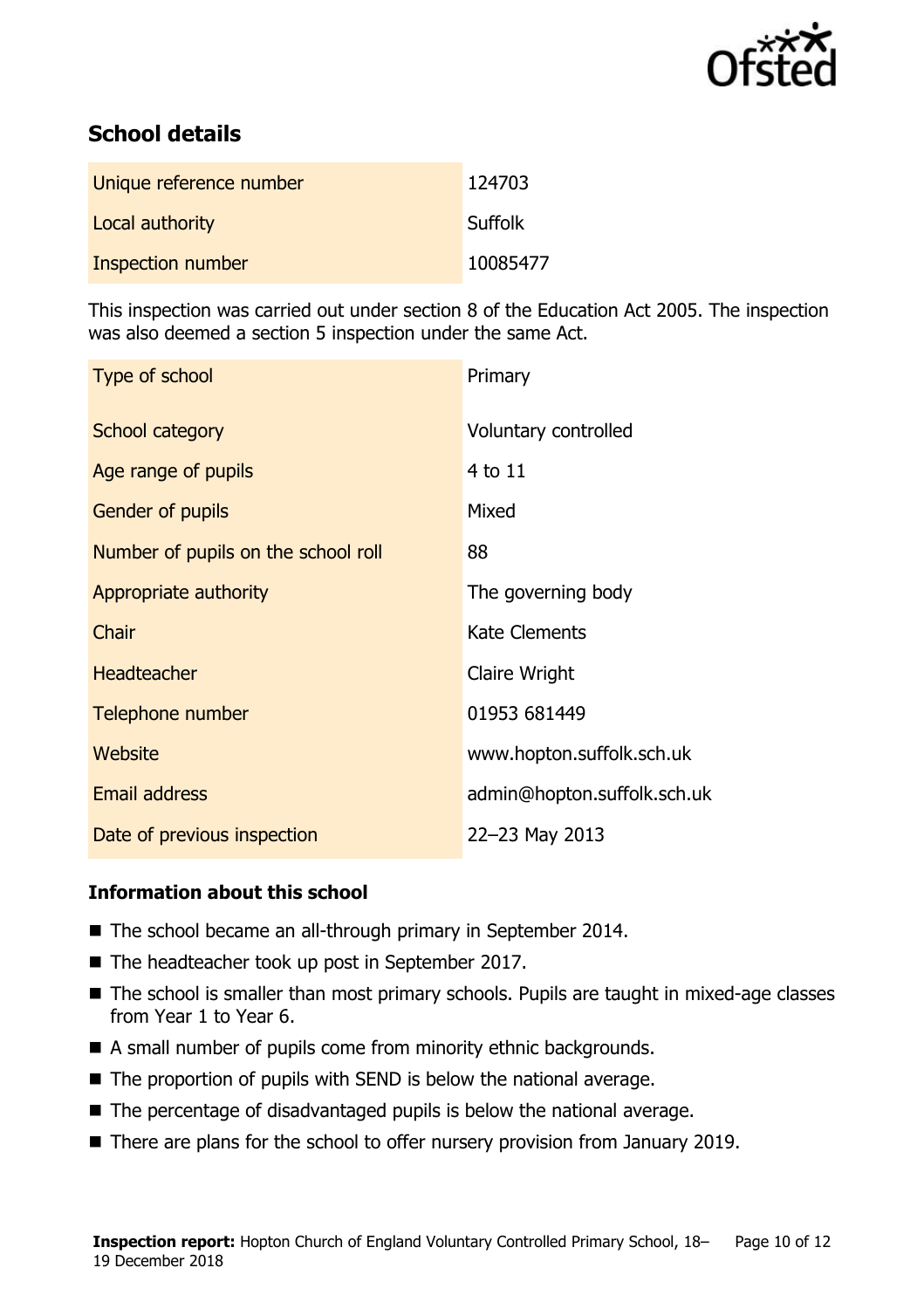## School details

| | |
|---|---|
| Unique reference number | 124703 |
| Local authority | Suffolk |
| Inspection number | 10085477 |

This inspection was carried out under section 8 of the Education Act 2005. The inspection was also deemed a section 5 inspection under the same Act.

| | |
|---|---|
| Type of school | Primary |
| School category | Voluntary controlled |
| Age range of pupils | 4 to 11 |
| Gender of pupils | Mixed |
| Number of pupils on the school roll | 88 |
| Appropriate authority | The governing body |
| Chair | Kate Clements |
| Headteacher | Claire Wright |
| Telephone number | 01953 681449 |
| Website | www.hopton.suffolk.sch.uk |
| Email address | admin@hopton.suffolk.sch.uk |
| Date of previous inspection | 22–23 May 2013 |

### Information about this school

- The school became an all-through primary in September 2014.
- The headteacher took up post in September 2017.
- The school is smaller than most primary schools. Pupils are taught in mixed-age classes from Year 1 to Year 6.
- A small number of pupils come from minority ethnic backgrounds.
- The proportion of pupils with SEND is below the national average.
- The percentage of disadvantaged pupils is below the national average.
- There are plans for the school to offer nursery provision from January 2019.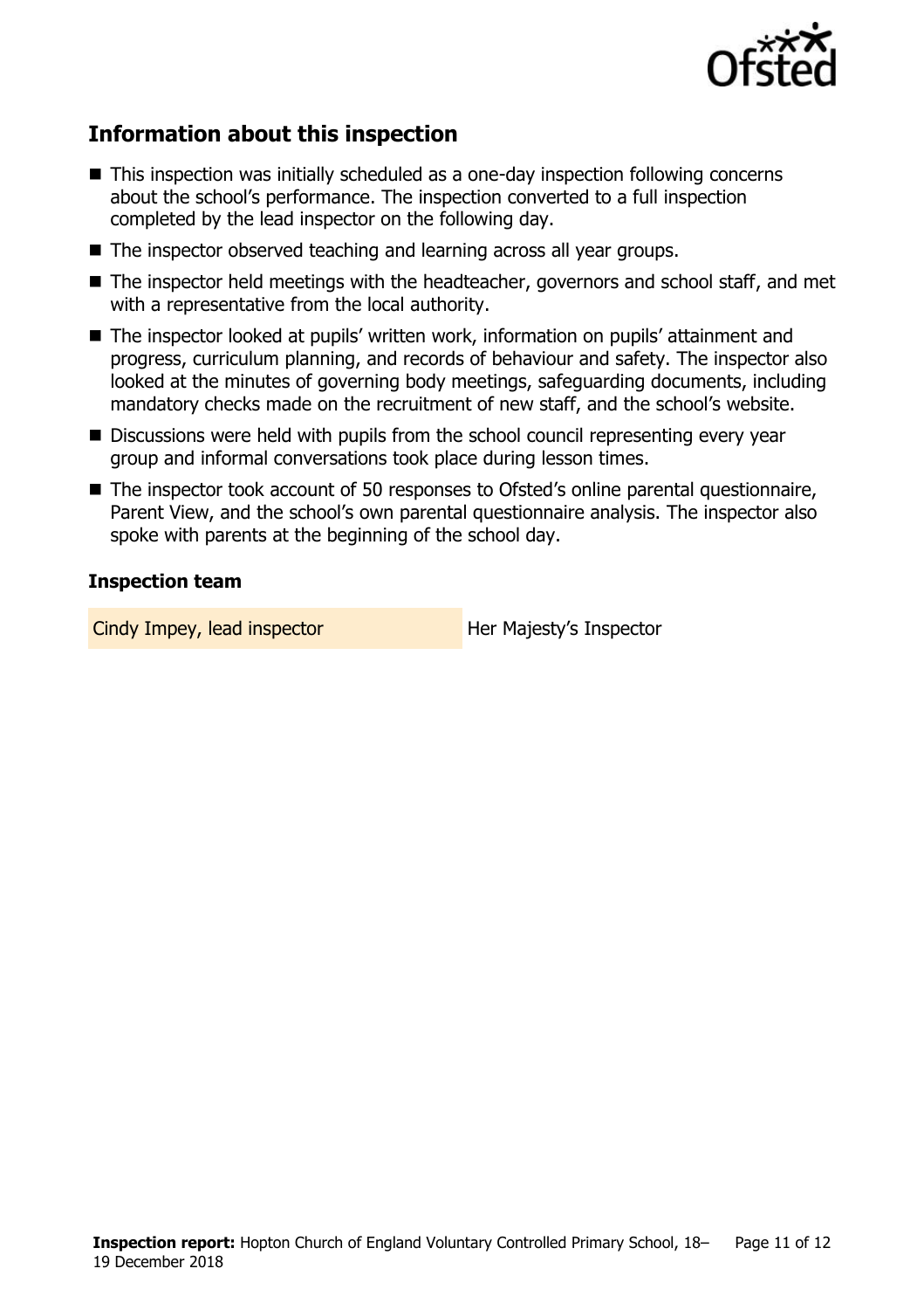## Information about this inspection

- This inspection was initially scheduled as a one-day inspection following concerns about the school's performance. The inspection converted to a full inspection completed by the lead inspector on the following day.
- The inspector observed teaching and learning across all year groups.
- The inspector held meetings with the headteacher, governors and school staff, and met with a representative from the local authority.
- The inspector looked at pupils' written work, information on pupils' attainment and progress, curriculum planning, and records of behaviour and safety. The inspector also looked at the minutes of governing body meetings, safeguarding documents, including mandatory checks made on the recruitment of new staff, and the school's website.
- Discussions were held with pupils from the school council representing every year group and informal conversations took place during lesson times.
- The inspector took account of 50 responses to Ofsted's online parental questionnaire, Parent View, and the school's own parental questionnaire analysis. The inspector also spoke with parents at the beginning of the school day.

### Inspection team

| | |
|---|---|
| Cindy Impey, lead inspector | Her Majesty's Inspector |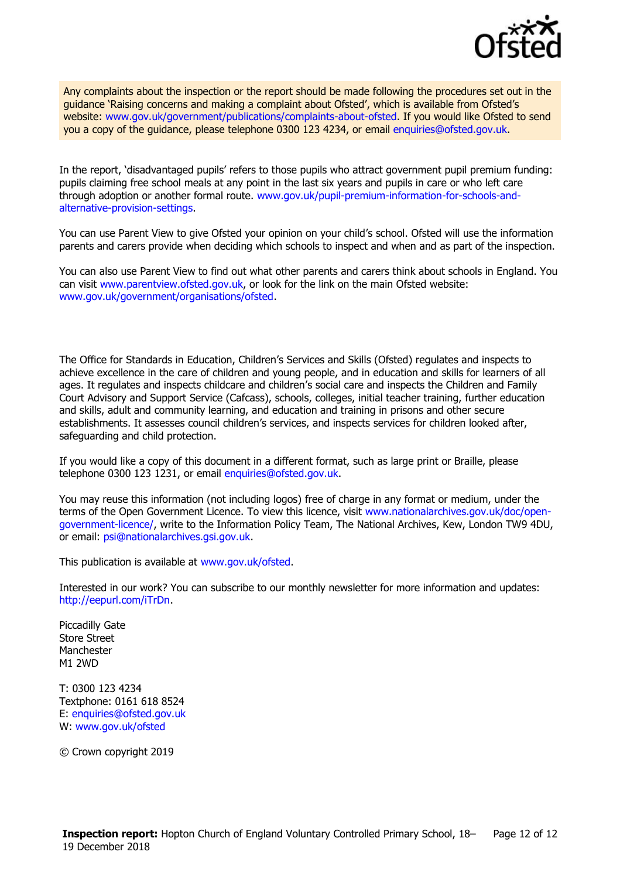Any complaints about the inspection or the report should be made following the procedures set out in the guidance 'Raising concerns and making a complaint about Ofsted', which is available from Ofsted's website: www.gov.uk/government/publications/complaints-about-ofsted. If you would like Ofsted to send you a copy of the guidance, please telephone 0300 123 4234, or email enquiries@ofsted.gov.uk.

In the report, 'disadvantaged pupils' refers to those pupils who attract government pupil premium funding: pupils claiming free school meals at any point in the last six years and pupils in care or who left care through adoption or another formal route. www.gov.uk/pupil-premium-information-for-schools-and-alternative-provision-settings.

You can use Parent View to give Ofsted your opinion on your child's school. Ofsted will use the information parents and carers provide when deciding which schools to inspect and when and as part of the inspection.

You can also use Parent View to find out what other parents and carers think about schools in England. You can visit www.parentview.ofsted.gov.uk, or look for the link on the main Ofsted website: www.gov.uk/government/organisations/ofsted.

The Office for Standards in Education, Children's Services and Skills (Ofsted) regulates and inspects to achieve excellence in the care of children and young people, and in education and skills for learners of all ages. It regulates and inspects childcare and children's social care and inspects the Children and Family Court Advisory and Support Service (Cafcass), schools, colleges, initial teacher training, further education and skills, adult and community learning, and education and training in prisons and other secure establishments. It assesses council children's services, and inspects services for children looked after, safeguarding and child protection.

If you would like a copy of this document in a different format, such as large print or Braille, please telephone 0300 123 1231, or email enquiries@ofsted.gov.uk.

You may reuse this information (not including logos) free of charge in any format or medium, under the terms of the Open Government Licence. To view this licence, visit www.nationalarchives.gov.uk/doc/open-government-licence/, write to the Information Policy Team, The National Archives, Kew, London TW9 4DU, or email: psi@nationalarchives.gsi.gov.uk.

This publication is available at www.gov.uk/ofsted.

Interested in our work? You can subscribe to our monthly newsletter for more information and updates: http://eepurl.com/iTrDn.

Piccadilly Gate
Store Street
Manchester
M1 2WD

T: 0300 123 4234
Textphone: 0161 618 8524
E: enquiries@ofsted.gov.uk
W: www.gov.uk/ofsted

© Crown copyright 2019